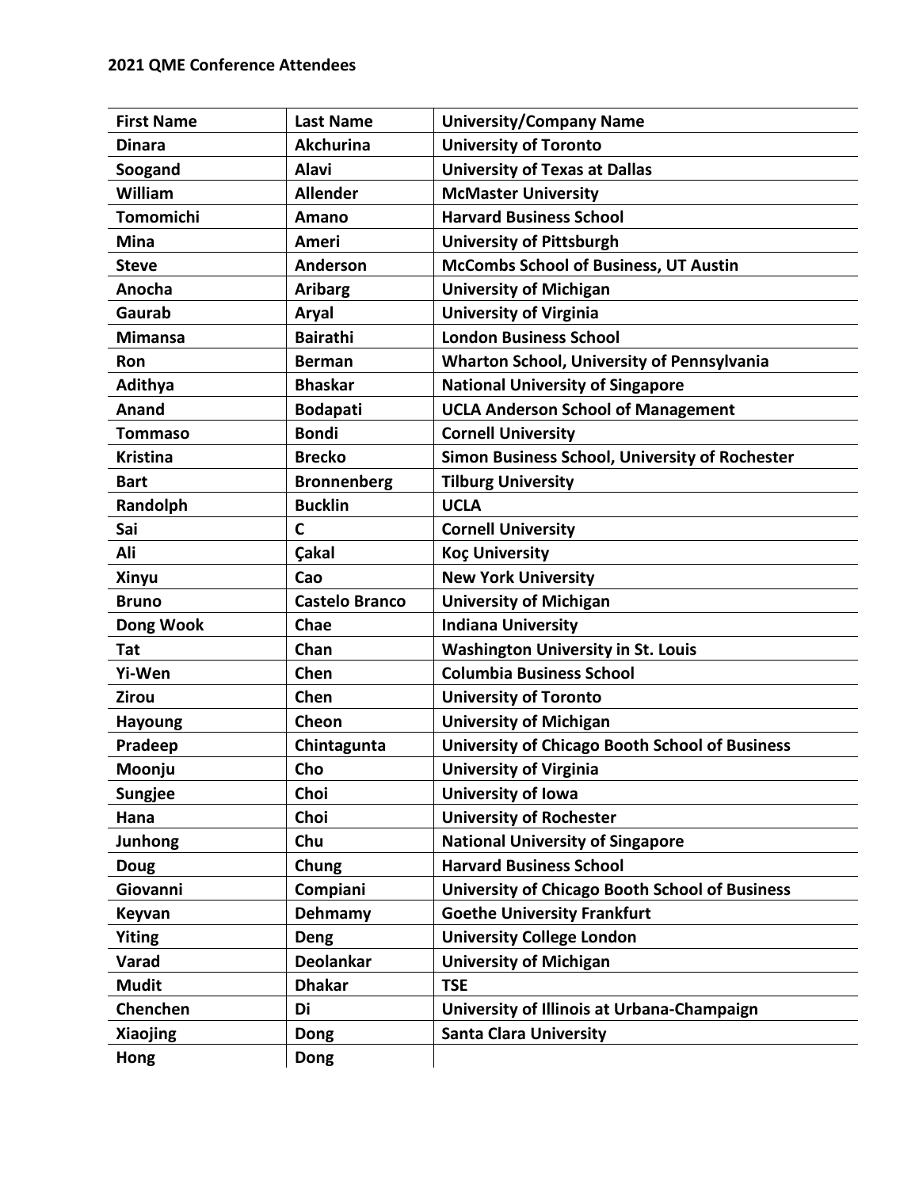**2021 QME Conference Attendees**

| First Name | Last Name | University/Company Name |
|---|---|---|
| Dinara | Akchurina | University of Toronto |
| Soogand | Alavi | University of Texas at Dallas |
| William | Allender | McMaster University |
| Tomomichi | Amano | Harvard Business School |
| Mina | Ameri | University of Pittsburgh |
| Steve | Anderson | McCombs School of Business, UT Austin |
| Anocha | Aribarg | University of Michigan |
| Gaurab | Aryal | University of Virginia |
| Mimansa | Bairathi | London Business School |
| Ron | Berman | Wharton School, University of Pennsylvania |
| Adithya | Bhaskar | National University of Singapore |
| Anand | Bodapati | UCLA Anderson School of Management |
| Tommaso | Bondi | Cornell University |
| Kristina | Brecko | Simon Business School, University of Rochester |
| Bart | Bronnenberg | Tilburg University |
| Randolph | Bucklin | UCLA |
| Sai | C | Cornell University |
| Ali | Çakal | Koç University |
| Xinyu | Cao | New York University |
| Bruno | Castelo Branco | University of Michigan |
| Dong Wook | Chae | Indiana University |
| Tat | Chan | Washington University in St. Louis |
| Yi-Wen | Chen | Columbia Business School |
| Zirou | Chen | University of Toronto |
| Hayoung | Cheon | University of Michigan |
| Pradeep | Chintagunta | University of Chicago Booth School of Business |
| Moonju | Cho | University of Virginia |
| Sungjee | Choi | University of Iowa |
| Hana | Choi | University of Rochester |
| Junhong | Chu | National University of Singapore |
| Doug | Chung | Harvard Business School |
| Giovanni | Compiani | University of Chicago Booth School of Business |
| Keyvan | Dehmamy | Goethe University Frankfurt |
| Yiting | Deng | University College London |
| Varad | Deolankar | University of Michigan |
| Mudit | Dhakar | TSE |
| Chenchen | Di | University of Illinois at Urbana-Champaign |
| Xiaojing | Dong | Santa Clara University |
| Hong | Dong | |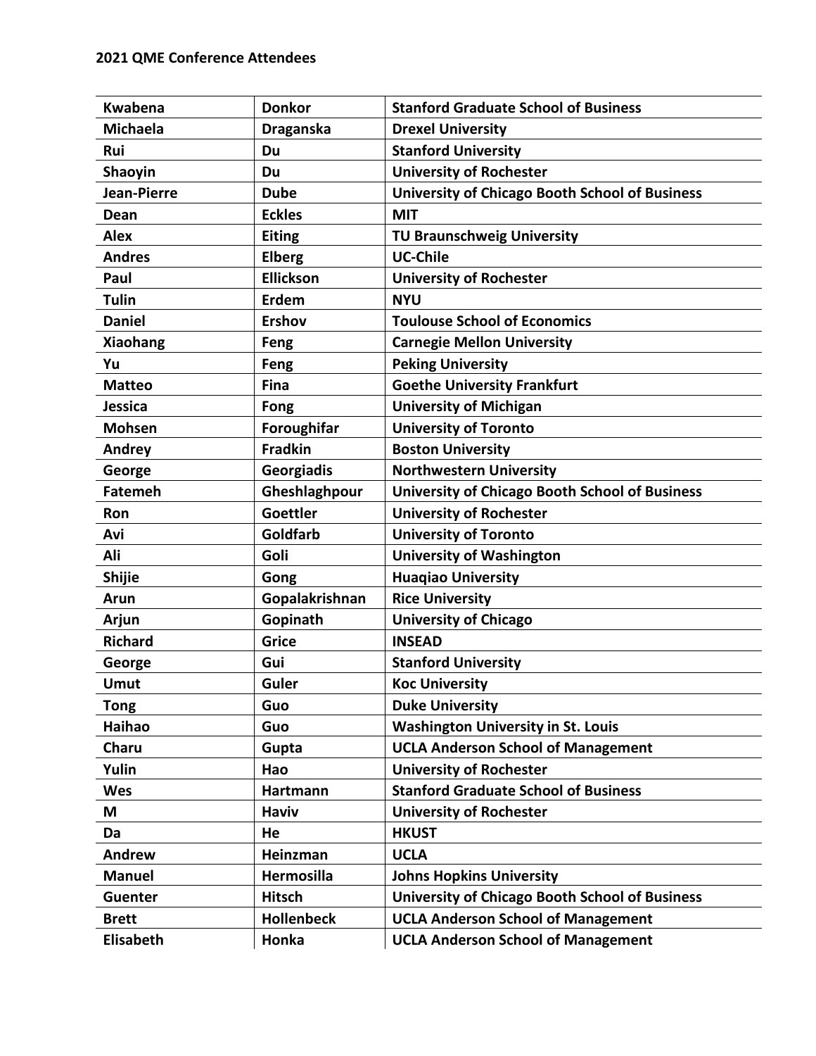**2021 QME Conference Attendees**

| | | |
|---|---|---|
| **Kwabena** | **Donkor** | **Stanford Graduate School of Business** |
| **Michaela** | **Draganska** | **Drexel University** |
| **Rui** | **Du** | **Stanford University** |
| **Shaoyin** | **Du** | **University of Rochester** |
| **Jean-Pierre** | **Dube** | **University of Chicago Booth School of Business** |
| **Dean** | **Eckles** | **MIT** |
| **Alex** | **Eiting** | **TU Braunschweig University** |
| **Andres** | **Elberg** | **UC-Chile** |
| **Paul** | **Ellickson** | **University of Rochester** |
| **Tulin** | **Erdem** | **NYU** |
| **Daniel** | **Ershov** | **Toulouse School of Economics** |
| **Xiaohang** | **Feng** | **Carnegie Mellon University** |
| **Yu** | **Feng** | **Peking University** |
| **Matteo** | **Fina** | **Goethe University Frankfurt** |
| **Jessica** | **Fong** | **University of Michigan** |
| **Mohsen** | **Foroughifar** | **University of Toronto** |
| **Andrey** | **Fradkin** | **Boston University** |
| **George** | **Georgiadis** | **Northwestern University** |
| **Fatemeh** | **Gheshlaghpour** | **University of Chicago Booth School of Business** |
| **Ron** | **Goettler** | **University of Rochester** |
| **Avi** | **Goldfarb** | **University of Toronto** |
| **Ali** | **Goli** | **University of Washington** |
| **Shijie** | **Gong** | **Huaqiao University** |
| **Arun** | **Gopalakrishnan** | **Rice University** |
| **Arjun** | **Gopinath** | **University of Chicago** |
| **Richard** | **Grice** | **INSEAD** |
| **George** | **Gui** | **Stanford University** |
| **Umut** | **Guler** | **Koc University** |
| **Tong** | **Guo** | **Duke University** |
| **Haihao** | **Guo** | **Washington University in St. Louis** |
| **Charu** | **Gupta** | **UCLA Anderson School of Management** |
| **Yulin** | **Hao** | **University of Rochester** |
| **Wes** | **Hartmann** | **Stanford Graduate School of Business** |
| **M** | **Haviv** | **University of Rochester** |
| **Da** | **He** | **HKUST** |
| **Andrew** | **Heinzman** | **UCLA** |
| **Manuel** | **Hermosilla** | **Johns Hopkins University** |
| **Guenter** | **Hitsch** | **University of Chicago Booth School of Business** |
| **Brett** | **Hollenbeck** | **UCLA Anderson School of Management** |
| **Elisabeth** | **Honka** | **UCLA Anderson School of Management** |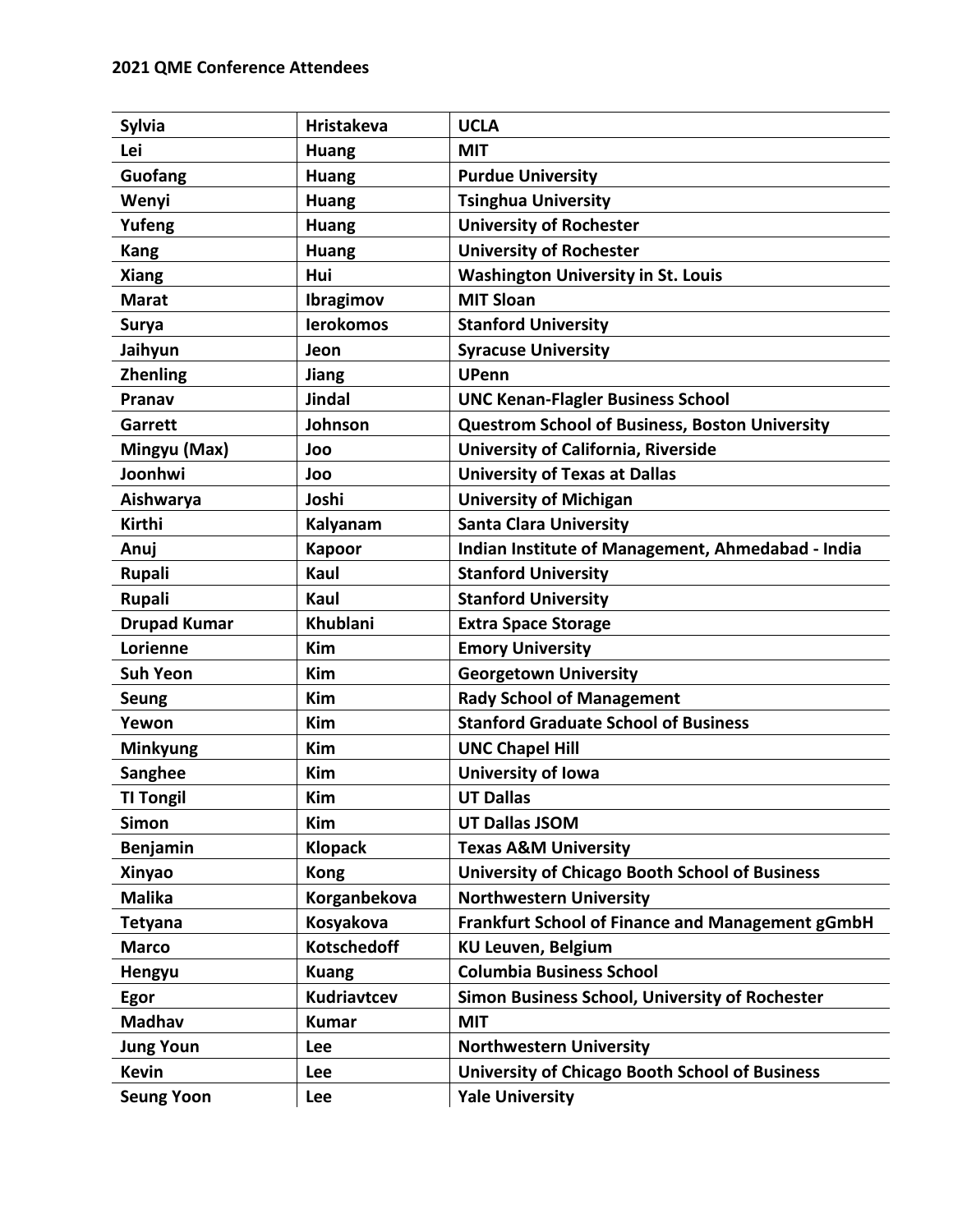**2021 QME Conference Attendees**

| Sylvia | Hristakeva | UCLA |
|---|---|---|
| Lei | Huang | MIT |
| Guofang | Huang | Purdue University |
| Wenyi | Huang | Tsinghua University |
| Yufeng | Huang | University of Rochester |
| Kang | Huang | University of Rochester |
| Xiang | Hui | Washington University in St. Louis |
| Marat | Ibragimov | MIT Sloan |
| Surya | Ierokomos | Stanford University |
| Jaihyun | Jeon | Syracuse University |
| Zhenling | Jiang | UPenn |
| Pranav | Jindal | UNC Kenan-Flagler Business School |
| Garrett | Johnson | Questrom School of Business, Boston University |
| Mingyu (Max) | Joo | University of California, Riverside |
| Joonhwi | Joo | University of Texas at Dallas |
| Aishwarya | Joshi | University of Michigan |
| Kirthi | Kalyanam | Santa Clara University |
| Anuj | Kapoor | Indian Institute of Management, Ahmedabad - India |
| Rupali | Kaul | Stanford University |
| Rupali | Kaul | Stanford University |
| Drupad Kumar | Khublani | Extra Space Storage |
| Lorienne | Kim | Emory University |
| Suh Yeon | Kim | Georgetown University |
| Seung | Kim | Rady School of Management |
| Yewon | Kim | Stanford Graduate School of Business |
| Minkyung | Kim | UNC Chapel Hill |
| Sanghee | Kim | University of Iowa |
| TI Tongil | Kim | UT Dallas |
| Simon | Kim | UT Dallas JSOM |
| Benjamin | Klopack | Texas A&M University |
| Xinyao | Kong | University of Chicago Booth School of Business |
| Malika | Korganbekova | Northwestern University |
| Tetyana | Kosyakova | Frankfurt School of Finance and Management gGmbH |
| Marco | Kotschedoff | KU Leuven, Belgium |
| Hengyu | Kuang | Columbia Business School |
| Egor | Kudriavtcev | Simon Business School, University of Rochester |
| Madhav | Kumar | MIT |
| Jung Youn | Lee | Northwestern University |
| Kevin | Lee | University of Chicago Booth School of Business |
| Seung Yoon | Lee | Yale University |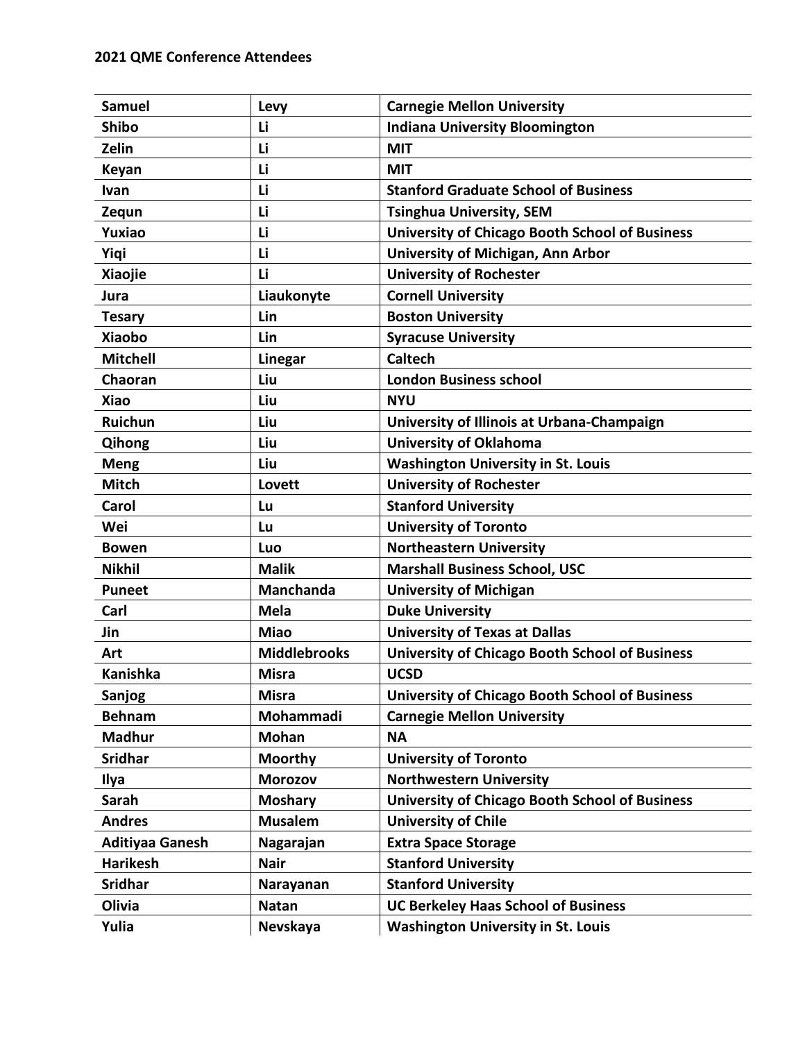**2021 QME Conference Attendees**

| Samuel | Levy | Carnegie Mellon University |
|---|---|---|
| Shibo | Li | Indiana University Bloomington |
| Zelin | Li | MIT |
| Keyan | Li | MIT |
| Ivan | Li | Stanford Graduate School of Business |
| Zequn | Li | Tsinghua University, SEM |
| Yuxiao | Li | University of Chicago Booth School of Business |
| Yiqi | Li | University of Michigan, Ann Arbor |
| Xiaojie | Li | University of Rochester |
| Jura | Liaukonyte | Cornell University |
| Tesary | Lin | Boston University |
| Xiaobo | Lin | Syracuse University |
| Mitchell | Linegar | Caltech |
| Chaoran | Liu | London Business school |
| Xiao | Liu | NYU |
| Ruichun | Liu | University of Illinois at Urbana-Champaign |
| Qihong | Liu | University of Oklahoma |
| Meng | Liu | Washington University in St. Louis |
| Mitch | Lovett | University of Rochester |
| Carol | Lu | Stanford University |
| Wei | Lu | University of Toronto |
| Bowen | Luo | Northeastern University |
| Nikhil | Malik | Marshall Business School, USC |
| Puneet | Manchanda | University of Michigan |
| Carl | Mela | Duke University |
| Jin | Miao | University of Texas at Dallas |
| Art | Middlebrooks | University of Chicago Booth School of Business |
| Kanishka | Misra | UCSD |
| Sanjog | Misra | University of Chicago Booth School of Business |
| Behnam | Mohammadi | Carnegie Mellon University |
| Madhur | Mohan | NA |
| Sridhar | Moorthy | University of Toronto |
| Ilya | Morozov | Northwestern University |
| Sarah | Moshary | University of Chicago Booth School of Business |
| Andres | Musalem | University of Chile |
| Aditiyaa Ganesh | Nagarajan | Extra Space Storage |
| Harikesh | Nair | Stanford University |
| Sridhar | Narayanan | Stanford University |
| Olivia | Natan | UC Berkeley Haas School of Business |
| Yulia | Nevskaya | Washington University in St. Louis |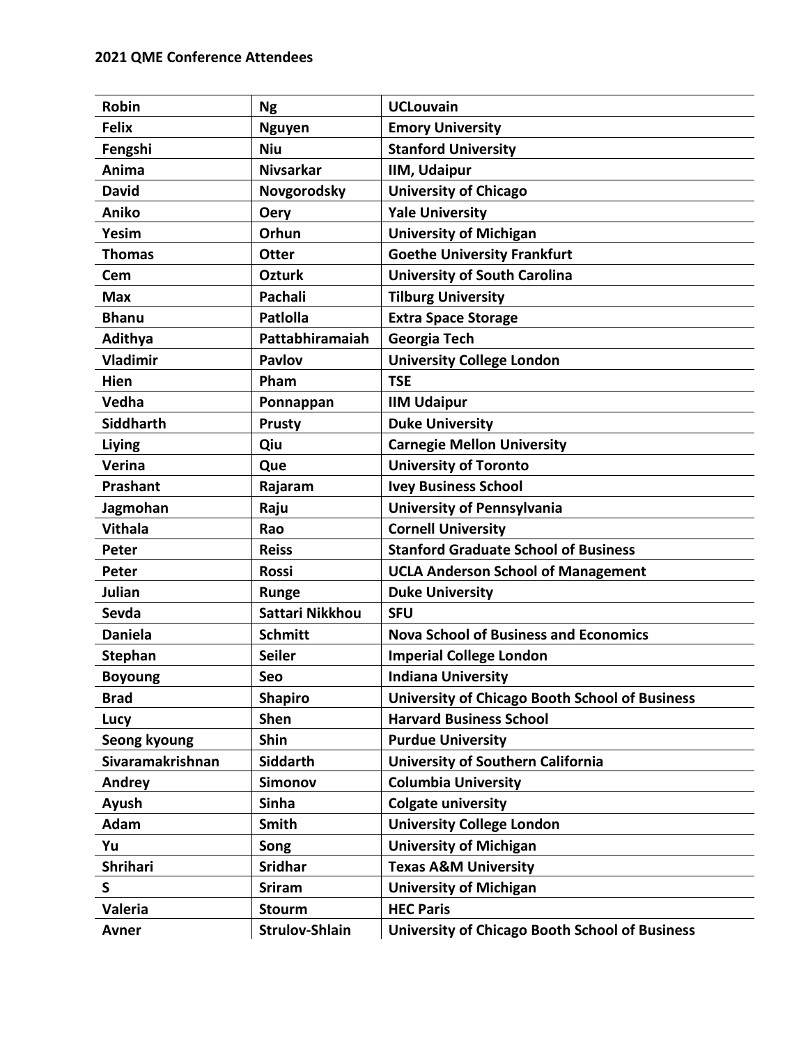**2021 QME Conference Attendees**

| Robin | Ng | UCLouvain |
|---|---|---|
| Felix | Nguyen | Emory University |
| Fengshi | Niu | Stanford University |
| Anima | Nivsarkar | IIM, Udaipur |
| David | Novgorodsky | University of Chicago |
| Aniko | Oery | Yale University |
| Yesim | Orhun | University of Michigan |
| Thomas | Otter | Goethe University Frankfurt |
| Cem | Ozturk | University of South Carolina |
| Max | Pachali | Tilburg University |
| Bhanu | Patlolla | Extra Space Storage |
| Adithya | Pattabhiramaiah | Georgia Tech |
| Vladimir | Pavlov | University College London |
| Hien | Pham | TSE |
| Vedha | Ponnappan | IIM Udaipur |
| Siddharth | Prusty | Duke University |
| Liying | Qiu | Carnegie Mellon University |
| Verina | Que | University of Toronto |
| Prashant | Rajaram | Ivey Business School |
| Jagmohan | Raju | University of Pennsylvania |
| Vithala | Rao | Cornell University |
| Peter | Reiss | Stanford Graduate School of Business |
| Peter | Rossi | UCLA Anderson School of Management |
| Julian | Runge | Duke University |
| Sevda | Sattari Nikkhou | SFU |
| Daniela | Schmitt | Nova School of Business and Economics |
| Stephan | Seiler | Imperial College London |
| Boyoung | Seo | Indiana University |
| Brad | Shapiro | University of Chicago Booth School of Business |
| Lucy | Shen | Harvard Business School |
| Seong kyoung | Shin | Purdue University |
| Sivaramakrishnan | Siddarth | University of Southern California |
| Andrey | Simonov | Columbia University |
| Ayush | Sinha | Colgate university |
| Adam | Smith | University College London |
| Yu | Song | University of Michigan |
| Shrihari | Sridhar | Texas A&M University |
| S | Sriram | University of Michigan |
| Valeria | Stourm | HEC Paris |
| Avner | Strulov-Shlain | University of Chicago Booth School of Business |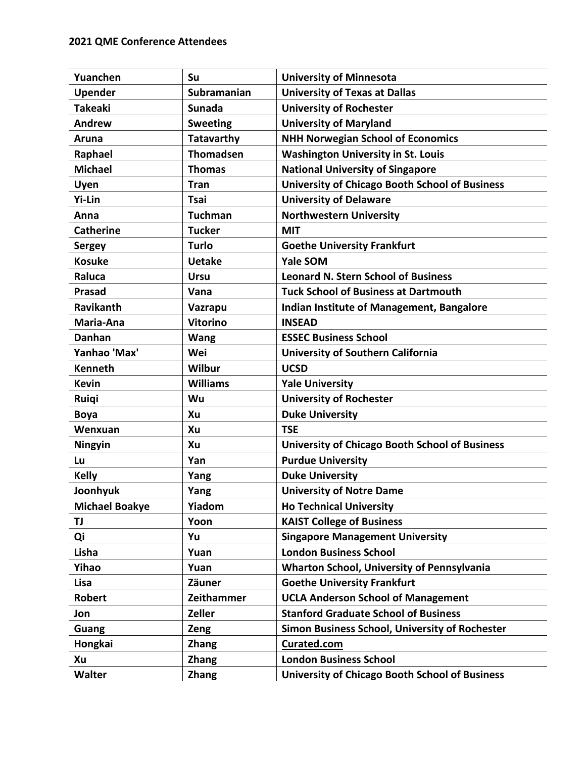**2021 QME Conference Attendees**

| | | |
|---|---|---|
| **Yuanchen** | **Su** | **University of Minnesota** |
| **Upender** | **Subramanian** | **University of Texas at Dallas** |
| **Takeaki** | **Sunada** | **University of Rochester** |
| **Andrew** | **Sweeting** | **University of Maryland** |
| **Aruna** | **Tatavarthy** | **NHH Norwegian School of Economics** |
| **Raphael** | **Thomadsen** | **Washington University in St. Louis** |
| **Michael** | **Thomas** | **National University of Singapore** |
| **Uyen** | **Tran** | **University of Chicago Booth School of Business** |
| **Yi-Lin** | **Tsai** | **University of Delaware** |
| **Anna** | **Tuchman** | **Northwestern University** |
| **Catherine** | **Tucker** | **MIT** |
| **Sergey** | **Turlo** | **Goethe University Frankfurt** |
| **Kosuke** | **Uetake** | **Yale SOM** |
| **Raluca** | **Ursu** | **Leonard N. Stern School of Business** |
| **Prasad** | **Vana** | **Tuck School of Business at Dartmouth** |
| **Ravikanth** | **Vazrapu** | **Indian Institute of Management, Bangalore** |
| **Maria-Ana** | **Vitorino** | **INSEAD** |
| **Danhan** | **Wang** | **ESSEC Business School** |
| **Yanhao 'Max'** | **Wei** | **University of Southern California** |
| **Kenneth** | **Wilbur** | **UCSD** |
| **Kevin** | **Williams** | **Yale University** |
| **Ruiqi** | **Wu** | **University of Rochester** |
| **Boya** | **Xu** | **Duke University** |
| **Wenxuan** | **Xu** | **TSE** |
| **Ningyin** | **Xu** | **University of Chicago Booth School of Business** |
| **Lu** | **Yan** | **Purdue University** |
| **Kelly** | **Yang** | **Duke University** |
| **Joonhyuk** | **Yang** | **University of Notre Dame** |
| **Michael Boakye** | **Yiadom** | **Ho Technical University** |
| **TJ** | **Yoon** | **KAIST College of Business** |
| **Qi** | **Yu** | **Singapore Management University** |
| **Lisha** | **Yuan** | **London Business School** |
| **Yihao** | **Yuan** | **Wharton School, University of Pennsylvania** |
| **Lisa** | **Zäuner** | **Goethe University Frankfurt** |
| **Robert** | **Zeithammer** | **UCLA Anderson School of Management** |
| **Jon** | **Zeller** | **Stanford Graduate School of Business** |
| **Guang** | **Zeng** | **Simon Business School, University of Rochester** |
| **Hongkai** | **Zhang** | **Curated.com** |
| **Xu** | **Zhang** | **London Business School** |
| **Walter** | **Zhang** | **University of Chicago Booth School of Business** |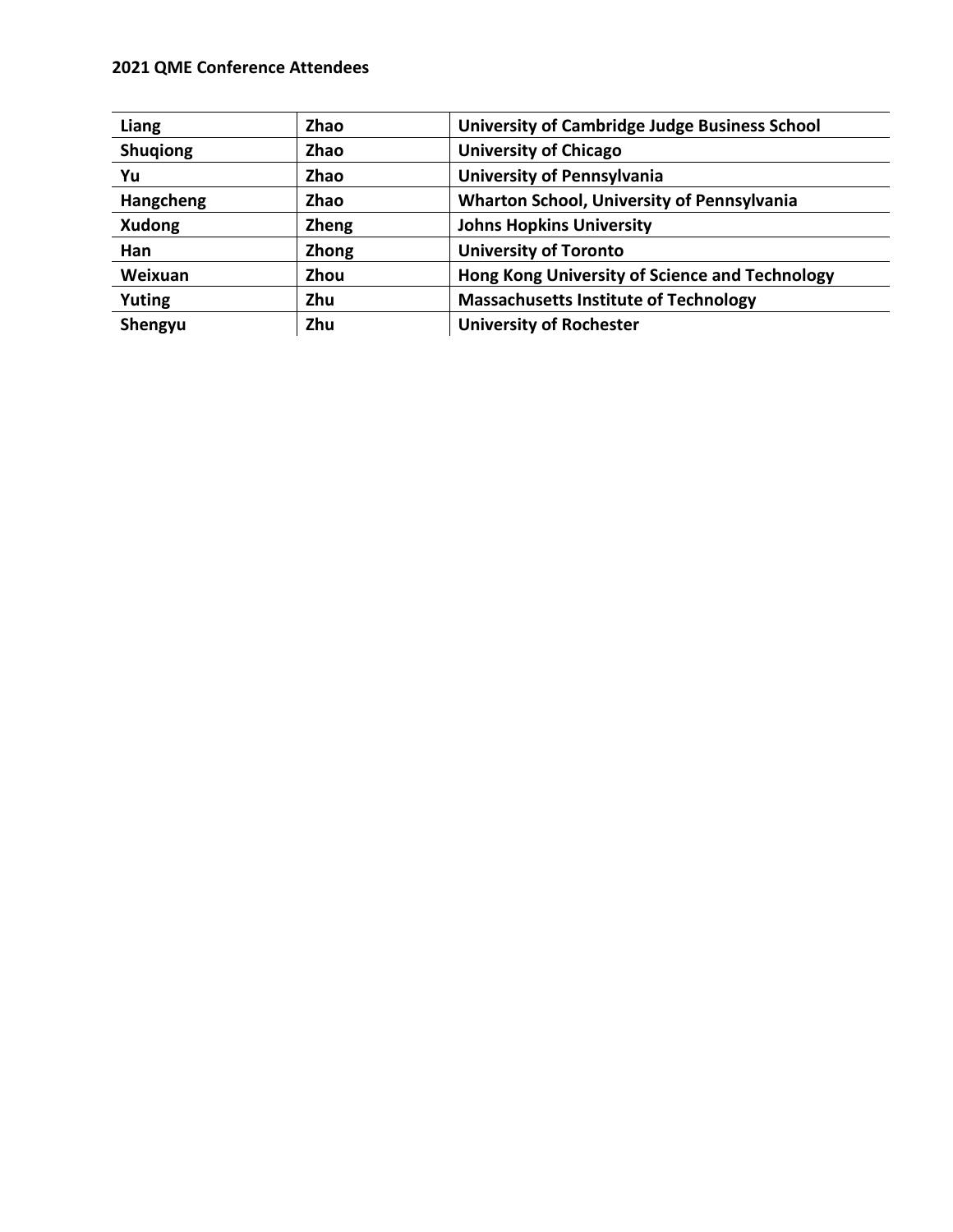**2021 QME Conference Attendees**

| | | |
|---|---|---|
| **Liang** | **Zhao** | **University of Cambridge Judge Business School** |
| **Shuqiong** | **Zhao** | **University of Chicago** |
| **Yu** | **Zhao** | **University of Pennsylvania** |
| **Hangcheng** | **Zhao** | **Wharton School, University of Pennsylvania** |
| **Xudong** | **Zheng** | **Johns Hopkins University** |
| **Han** | **Zhong** | **University of Toronto** |
| **Weixuan** | **Zhou** | **Hong Kong University of Science and Technology** |
| **Yuting** | **Zhu** | **Massachusetts Institute of Technology** |
| **Shengyu** | **Zhu** | **University of Rochester** |